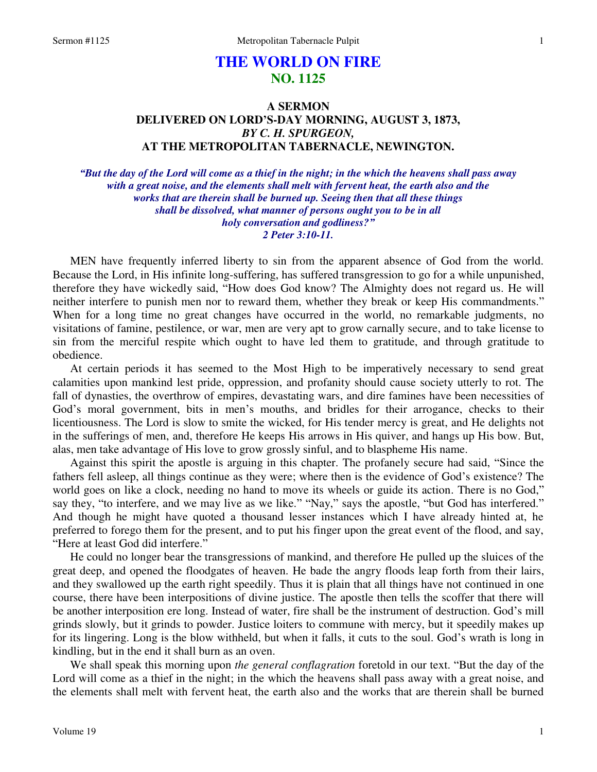# THE WORLD ON FIRE
## NO. 1125

### A SERMON
### DELIVERED ON LORD'S-DAY MORNING, AUGUST 3, 1873,
### *BY C. H. SPURGEON,*
### AT THE METROPOLITAN TABERNACLE, NEWINGTON.

***"But the day of the Lord will come as a thief in the night; in the which the heavens shall pass away with a great noise, and the elements shall melt with fervent heat, the earth also and the works that are therein shall be burned up. Seeing then that all these things shall be dissolved, what manner of persons ought you to be in all holy conversation and godliness?"***
***2 Peter 3:10-11.***

MEN have frequently inferred liberty to sin from the apparent absence of God from the world. Because the Lord, in His infinite long-suffering, has suffered transgression to go for a while unpunished, therefore they have wickedly said, "How does God know? The Almighty does not regard us. He will neither interfere to punish men nor to reward them, whether they break or keep His commandments." When for a long time no great changes have occurred in the world, no remarkable judgments, no visitations of famine, pestilence, or war, men are very apt to grow carnally secure, and to take license to sin from the merciful respite which ought to have led them to gratitude, and through gratitude to obedience.

At certain periods it has seemed to the Most High to be imperatively necessary to send great calamities upon mankind lest pride, oppression, and profanity should cause society utterly to rot. The fall of dynasties, the overthrow of empires, devastating wars, and dire famines have been necessities of God's moral government, bits in men's mouths, and bridles for their arrogance, checks to their licentiousness. The Lord is slow to smite the wicked, for His tender mercy is great, and He delights not in the sufferings of men, and, therefore He keeps His arrows in His quiver, and hangs up His bow. But, alas, men take advantage of His love to grow grossly sinful, and to blaspheme His name.

Against this spirit the apostle is arguing in this chapter. The profanely secure had said, "Since the fathers fell asleep, all things continue as they were; where then is the evidence of God's existence? The world goes on like a clock, needing no hand to move its wheels or guide its action. There is no God," say they, "to interfere, and we may live as we like." "Nay," says the apostle, "but God has interfered." And though he might have quoted a thousand lesser instances which I have already hinted at, he preferred to forego them for the present, and to put his finger upon the great event of the flood, and say, "Here at least God did interfere."

He could no longer bear the transgressions of mankind, and therefore He pulled up the sluices of the great deep, and opened the floodgates of heaven. He bade the angry floods leap forth from their lairs, and they swallowed up the earth right speedily. Thus it is plain that all things have not continued in one course, there have been interpositions of divine justice. The apostle then tells the scoffer that there will be another interposition ere long. Instead of water, fire shall be the instrument of destruction. God's mill grinds slowly, but it grinds to powder. Justice loiters to commune with mercy, but it speedily makes up for its lingering. Long is the blow withheld, but when it falls, it cuts to the soul. God's wrath is long in kindling, but in the end it shall burn as an oven.

We shall speak this morning upon *the general conflagration* foretold in our text. "But the day of the Lord will come as a thief in the night; in the which the heavens shall pass away with a great noise, and the elements shall melt with fervent heat, the earth also and the works that are therein shall be burned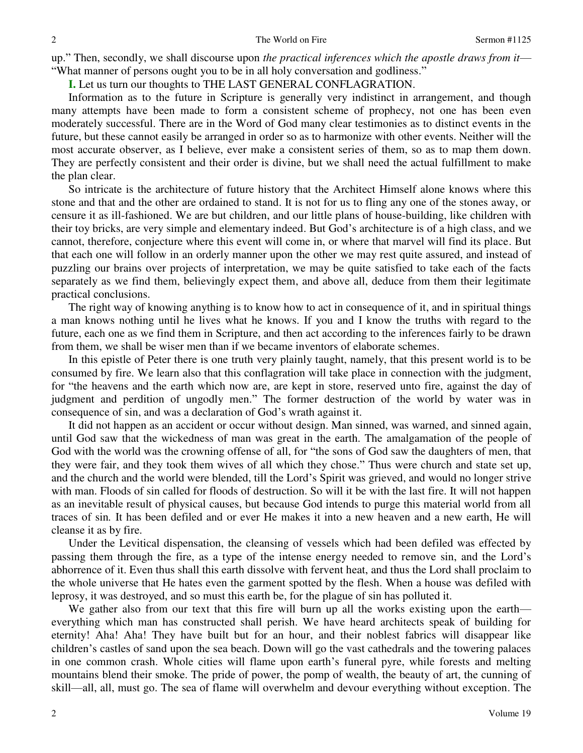up." Then, secondly, we shall discourse upon *the practical inferences which the apostle draws from it*—"What manner of persons ought you to be in all holy conversation and godliness."

**I.** Let us turn our thoughts to THE LAST GENERAL CONFLAGRATION.

Information as to the future in Scripture is generally very indistinct in arrangement, and though many attempts have been made to form a consistent scheme of prophecy, not one has been even moderately successful. There are in the Word of God many clear testimonies as to distinct events in the future, but these cannot easily be arranged in order so as to harmonize with other events. Neither will the most accurate observer, as I believe, ever make a consistent series of them, so as to map them down. They are perfectly consistent and their order is divine, but we shall need the actual fulfillment to make the plan clear.

So intricate is the architecture of future history that the Architect Himself alone knows where this stone and that and the other are ordained to stand. It is not for us to fling any one of the stones away, or censure it as ill-fashioned. We are but children, and our little plans of house-building, like children with their toy bricks, are very simple and elementary indeed. But God's architecture is of a high class, and we cannot, therefore, conjecture where this event will come in, or where that marvel will find its place. But that each one will follow in an orderly manner upon the other we may rest quite assured, and instead of puzzling our brains over projects of interpretation, we may be quite satisfied to take each of the facts separately as we find them, believingly expect them, and above all, deduce from them their legitimate practical conclusions.

The right way of knowing anything is to know how to act in consequence of it, and in spiritual things a man knows nothing until he lives what he knows. If you and I know the truths with regard to the future, each one as we find them in Scripture, and then act according to the inferences fairly to be drawn from them, we shall be wiser men than if we became inventors of elaborate schemes.

In this epistle of Peter there is one truth very plainly taught, namely, that this present world is to be consumed by fire. We learn also that this conflagration will take place in connection with the judgment, for "the heavens and the earth which now are, are kept in store, reserved unto fire, against the day of judgment and perdition of ungodly men." The former destruction of the world by water was in consequence of sin, and was a declaration of God's wrath against it.

It did not happen as an accident or occur without design. Man sinned, was warned, and sinned again, until God saw that the wickedness of man was great in the earth. The amalgamation of the people of God with the world was the crowning offense of all, for "the sons of God saw the daughters of men, that they were fair, and they took them wives of all which they chose." Thus were church and state set up, and the church and the world were blended, till the Lord's Spirit was grieved, and would no longer strive with man. Floods of sin called for floods of destruction. So will it be with the last fire. It will not happen as an inevitable result of physical causes, but because God intends to purge this material world from all traces of sin. It has been defiled and or ever He makes it into a new heaven and a new earth, He will cleanse it as by fire.

Under the Levitical dispensation, the cleansing of vessels which had been defiled was effected by passing them through the fire, as a type of the intense energy needed to remove sin, and the Lord's abhorrence of it. Even thus shall this earth dissolve with fervent heat, and thus the Lord shall proclaim to the whole universe that He hates even the garment spotted by the flesh. When a house was defiled with leprosy, it was destroyed, and so must this earth be, for the plague of sin has polluted it.

We gather also from our text that this fire will burn up all the works existing upon the earth—everything which man has constructed shall perish. We have heard architects speak of building for eternity! Aha! Aha! They have built but for an hour, and their noblest fabrics will disappear like children's castles of sand upon the sea beach. Down will go the vast cathedrals and the towering palaces in one common crash. Whole cities will flame upon earth's funeral pyre, while forests and melting mountains blend their smoke. The pride of power, the pomp of wealth, the beauty of art, the cunning of skill—all, all, must go. The sea of flame will overwhelm and devour everything without exception. The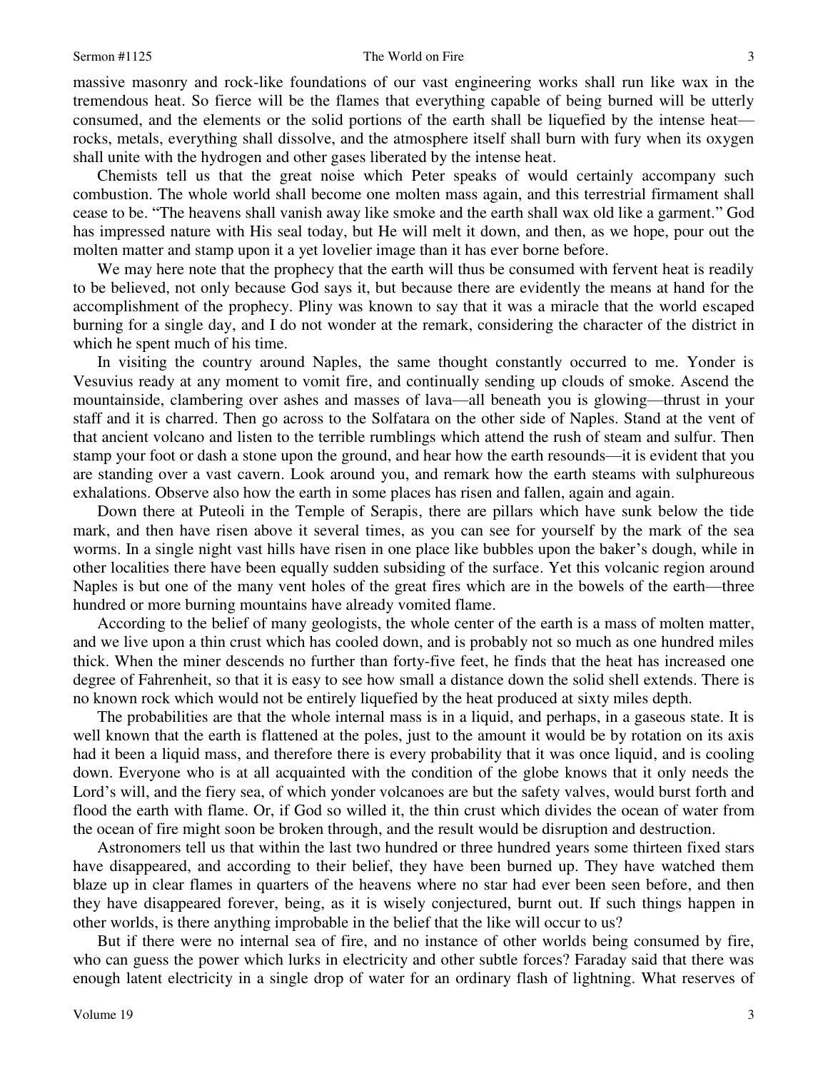massive masonry and rock-like foundations of our vast engineering works shall run like wax in the tremendous heat. So fierce will be the flames that everything capable of being burned will be utterly consumed, and the elements or the solid portions of the earth shall be liquefied by the intense heat—rocks, metals, everything shall dissolve, and the atmosphere itself shall burn with fury when its oxygen shall unite with the hydrogen and other gases liberated by the intense heat.

Chemists tell us that the great noise which Peter speaks of would certainly accompany such combustion. The whole world shall become one molten mass again, and this terrestrial firmament shall cease to be. "The heavens shall vanish away like smoke and the earth shall wax old like a garment." God has impressed nature with His seal today, but He will melt it down, and then, as we hope, pour out the molten matter and stamp upon it a yet lovelier image than it has ever borne before.

We may here note that the prophecy that the earth will thus be consumed with fervent heat is readily to be believed, not only because God says it, but because there are evidently the means at hand for the accomplishment of the prophecy. Pliny was known to say that it was a miracle that the world escaped burning for a single day, and I do not wonder at the remark, considering the character of the district in which he spent much of his time.

In visiting the country around Naples, the same thought constantly occurred to me. Yonder is Vesuvius ready at any moment to vomit fire, and continually sending up clouds of smoke. Ascend the mountainside, clambering over ashes and masses of lava—all beneath you is glowing—thrust in your staff and it is charred. Then go across to the Solfatara on the other side of Naples. Stand at the vent of that ancient volcano and listen to the terrible rumblings which attend the rush of steam and sulfur. Then stamp your foot or dash a stone upon the ground, and hear how the earth resounds—it is evident that you are standing over a vast cavern. Look around you, and remark how the earth steams with sulphureous exhalations. Observe also how the earth in some places has risen and fallen, again and again.

Down there at Puteoli in the Temple of Serapis, there are pillars which have sunk below the tide mark, and then have risen above it several times, as you can see for yourself by the mark of the sea worms. In a single night vast hills have risen in one place like bubbles upon the baker's dough, while in other localities there have been equally sudden subsiding of the surface. Yet this volcanic region around Naples is but one of the many vent holes of the great fires which are in the bowels of the earth—three hundred or more burning mountains have already vomited flame.

According to the belief of many geologists, the whole center of the earth is a mass of molten matter, and we live upon a thin crust which has cooled down, and is probably not so much as one hundred miles thick. When the miner descends no further than forty-five feet, he finds that the heat has increased one degree of Fahrenheit, so that it is easy to see how small a distance down the solid shell extends. There is no known rock which would not be entirely liquefied by the heat produced at sixty miles depth.

The probabilities are that the whole internal mass is in a liquid, and perhaps, in a gaseous state. It is well known that the earth is flattened at the poles, just to the amount it would be by rotation on its axis had it been a liquid mass, and therefore there is every probability that it was once liquid, and is cooling down. Everyone who is at all acquainted with the condition of the globe knows that it only needs the Lord's will, and the fiery sea, of which yonder volcanoes are but the safety valves, would burst forth and flood the earth with flame. Or, if God so willed it, the thin crust which divides the ocean of water from the ocean of fire might soon be broken through, and the result would be disruption and destruction.

Astronomers tell us that within the last two hundred or three hundred years some thirteen fixed stars have disappeared, and according to their belief, they have been burned up. They have watched them blaze up in clear flames in quarters of the heavens where no star had ever been seen before, and then they have disappeared forever, being, as it is wisely conjectured, burnt out. If such things happen in other worlds, is there anything improbable in the belief that the like will occur to us?

But if there were no internal sea of fire, and no instance of other worlds being consumed by fire, who can guess the power which lurks in electricity and other subtle forces? Faraday said that there was enough latent electricity in a single drop of water for an ordinary flash of lightning. What reserves of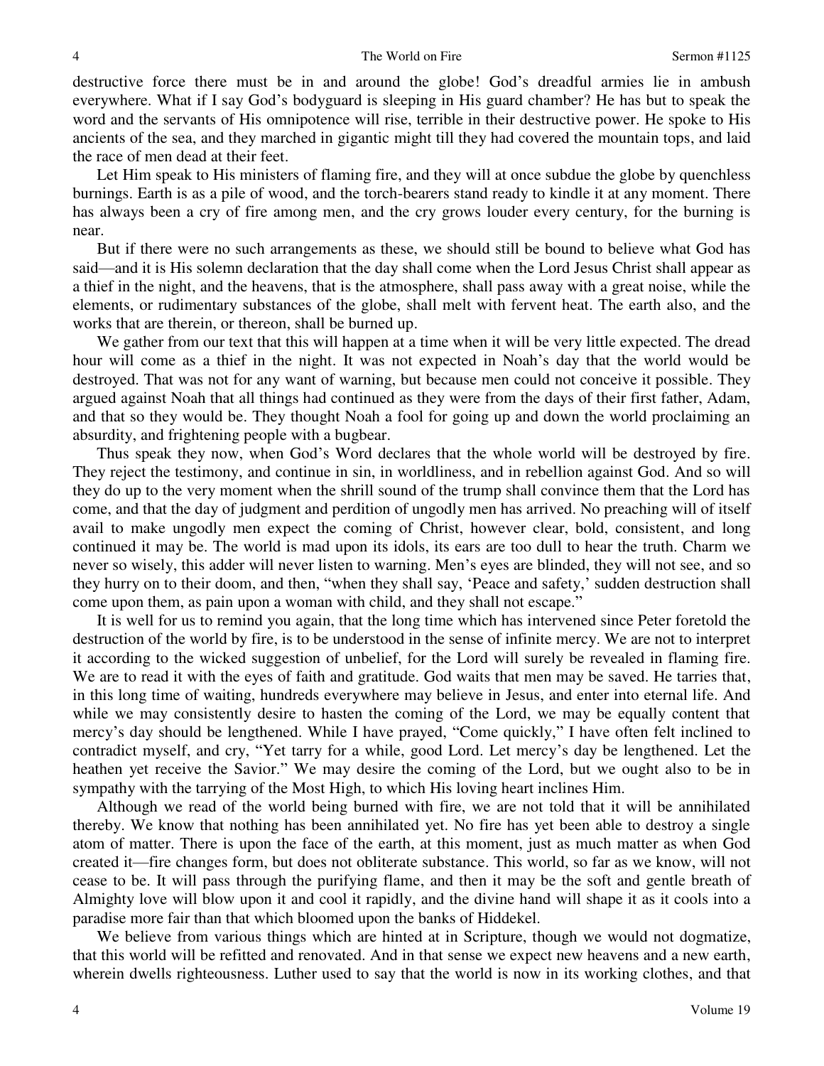destructive force there must be in and around the globe! God's dreadful armies lie in ambush everywhere. What if I say God's bodyguard is sleeping in His guard chamber? He has but to speak the word and the servants of His omnipotence will rise, terrible in their destructive power. He spoke to His ancients of the sea, and they marched in gigantic might till they had covered the mountain tops, and laid the race of men dead at their feet.

Let Him speak to His ministers of flaming fire, and they will at once subdue the globe by quenchless burnings. Earth is as a pile of wood, and the torch-bearers stand ready to kindle it at any moment. There has always been a cry of fire among men, and the cry grows louder every century, for the burning is near.

But if there were no such arrangements as these, we should still be bound to believe what God has said—and it is His solemn declaration that the day shall come when the Lord Jesus Christ shall appear as a thief in the night, and the heavens, that is the atmosphere, shall pass away with a great noise, while the elements, or rudimentary substances of the globe, shall melt with fervent heat. The earth also, and the works that are therein, or thereon, shall be burned up.

We gather from our text that this will happen at a time when it will be very little expected. The dread hour will come as a thief in the night. It was not expected in Noah's day that the world would be destroyed. That was not for any want of warning, but because men could not conceive it possible. They argued against Noah that all things had continued as they were from the days of their first father, Adam, and that so they would be. They thought Noah a fool for going up and down the world proclaiming an absurdity, and frightening people with a bugbear.

Thus speak they now, when God's Word declares that the whole world will be destroyed by fire. They reject the testimony, and continue in sin, in worldliness, and in rebellion against God. And so will they do up to the very moment when the shrill sound of the trump shall convince them that the Lord has come, and that the day of judgment and perdition of ungodly men has arrived. No preaching will of itself avail to make ungodly men expect the coming of Christ, however clear, bold, consistent, and long continued it may be. The world is mad upon its idols, its ears are too dull to hear the truth. Charm we never so wisely, this adder will never listen to warning. Men's eyes are blinded, they will not see, and so they hurry on to their doom, and then, "when they shall say, 'Peace and safety,' sudden destruction shall come upon them, as pain upon a woman with child, and they shall not escape."

It is well for us to remind you again, that the long time which has intervened since Peter foretold the destruction of the world by fire, is to be understood in the sense of infinite mercy. We are not to interpret it according to the wicked suggestion of unbelief, for the Lord will surely be revealed in flaming fire. We are to read it with the eyes of faith and gratitude. God waits that men may be saved. He tarries that, in this long time of waiting, hundreds everywhere may believe in Jesus, and enter into eternal life. And while we may consistently desire to hasten the coming of the Lord, we may be equally content that mercy's day should be lengthened. While I have prayed, "Come quickly," I have often felt inclined to contradict myself, and cry, "Yet tarry for a while, good Lord. Let mercy's day be lengthened. Let the heathen yet receive the Savior." We may desire the coming of the Lord, but we ought also to be in sympathy with the tarrying of the Most High, to which His loving heart inclines Him.

Although we read of the world being burned with fire, we are not told that it will be annihilated thereby. We know that nothing has been annihilated yet. No fire has yet been able to destroy a single atom of matter. There is upon the face of the earth, at this moment, just as much matter as when God created it—fire changes form, but does not obliterate substance. This world, so far as we know, will not cease to be. It will pass through the purifying flame, and then it may be the soft and gentle breath of Almighty love will blow upon it and cool it rapidly, and the divine hand will shape it as it cools into a paradise more fair than that which bloomed upon the banks of Hiddekel.

We believe from various things which are hinted at in Scripture, though we would not dogmatize, that this world will be refitted and renovated. And in that sense we expect new heavens and a new earth, wherein dwells righteousness. Luther used to say that the world is now in its working clothes, and that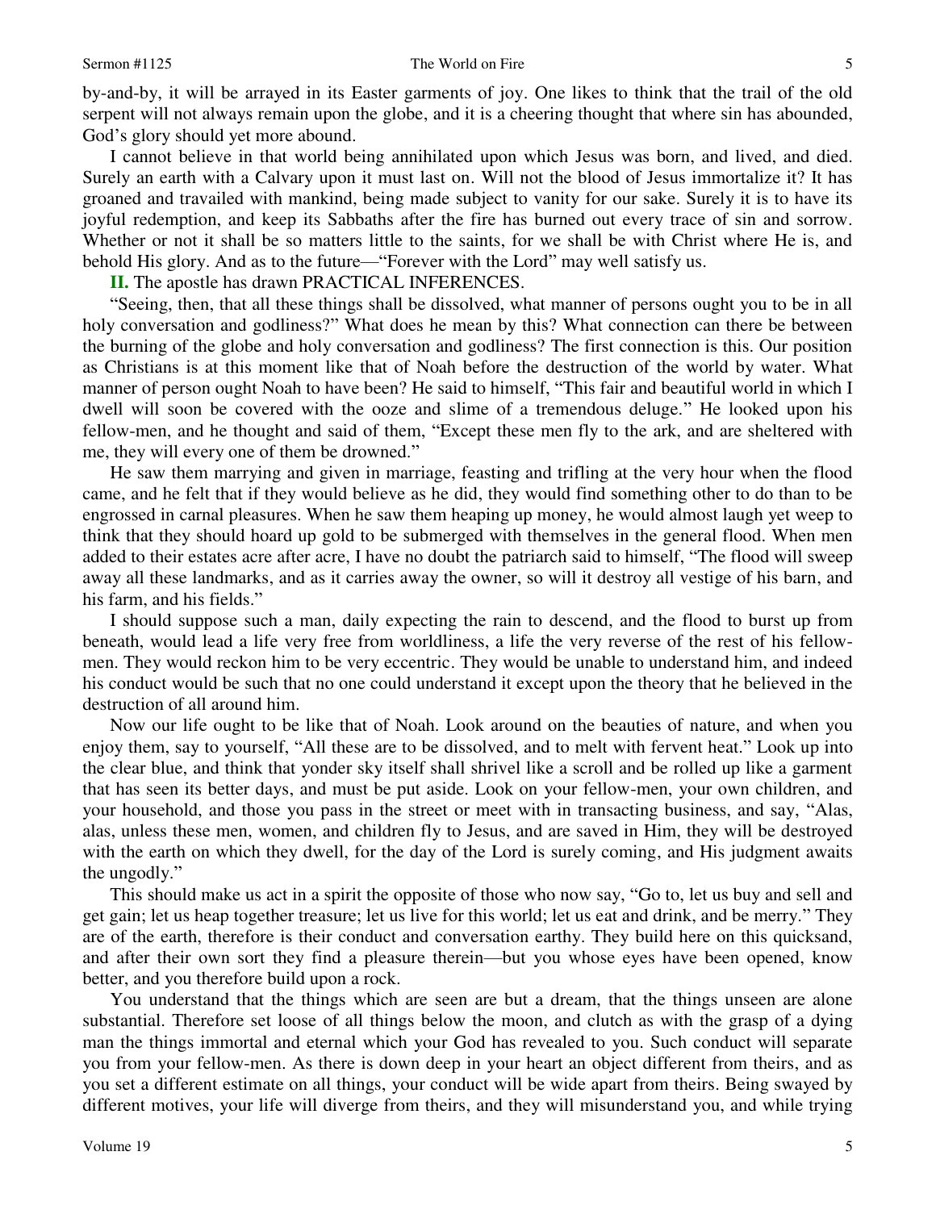by-and-by, it will be arrayed in its Easter garments of joy. One likes to think that the trail of the old serpent will not always remain upon the globe, and it is a cheering thought that where sin has abounded, God's glory should yet more abound.

I cannot believe in that world being annihilated upon which Jesus was born, and lived, and died. Surely an earth with a Calvary upon it must last on. Will not the blood of Jesus immortalize it? It has groaned and travailed with mankind, being made subject to vanity for our sake. Surely it is to have its joyful redemption, and keep its Sabbaths after the fire has burned out every trace of sin and sorrow. Whether or not it shall be so matters little to the saints, for we shall be with Christ where He is, and behold His glory. And as to the future—"Forever with the Lord" may well satisfy us.

**II.** The apostle has drawn PRACTICAL INFERENCES.

"Seeing, then, that all these things shall be dissolved, what manner of persons ought you to be in all holy conversation and godliness?" What does he mean by this? What connection can there be between the burning of the globe and holy conversation and godliness? The first connection is this. Our position as Christians is at this moment like that of Noah before the destruction of the world by water. What manner of person ought Noah to have been? He said to himself, "This fair and beautiful world in which I dwell will soon be covered with the ooze and slime of a tremendous deluge." He looked upon his fellow-men, and he thought and said of them, "Except these men fly to the ark, and are sheltered with me, they will every one of them be drowned."

He saw them marrying and given in marriage, feasting and trifling at the very hour when the flood came, and he felt that if they would believe as he did, they would find something other to do than to be engrossed in carnal pleasures. When he saw them heaping up money, he would almost laugh yet weep to think that they should hoard up gold to be submerged with themselves in the general flood. When men added to their estates acre after acre, I have no doubt the patriarch said to himself, "The flood will sweep away all these landmarks, and as it carries away the owner, so will it destroy all vestige of his barn, and his farm, and his fields."

I should suppose such a man, daily expecting the rain to descend, and the flood to burst up from beneath, would lead a life very free from worldliness, a life the very reverse of the rest of his fellow-men. They would reckon him to be very eccentric. They would be unable to understand him, and indeed his conduct would be such that no one could understand it except upon the theory that he believed in the destruction of all around him.

Now our life ought to be like that of Noah. Look around on the beauties of nature, and when you enjoy them, say to yourself, "All these are to be dissolved, and to melt with fervent heat." Look up into the clear blue, and think that yonder sky itself shall shrivel like a scroll and be rolled up like a garment that has seen its better days, and must be put aside. Look on your fellow-men, your own children, and your household, and those you pass in the street or meet with in transacting business, and say, "Alas, alas, unless these men, women, and children fly to Jesus, and are saved in Him, they will be destroyed with the earth on which they dwell, for the day of the Lord is surely coming, and His judgment awaits the ungodly."

This should make us act in a spirit the opposite of those who now say, "Go to, let us buy and sell and get gain; let us heap together treasure; let us live for this world; let us eat and drink, and be merry." They are of the earth, therefore is their conduct and conversation earthy. They build here on this quicksand, and after their own sort they find a pleasure therein—but you whose eyes have been opened, know better, and you therefore build upon a rock.

You understand that the things which are seen are but a dream, that the things unseen are alone substantial. Therefore set loose of all things below the moon, and clutch as with the grasp of a dying man the things immortal and eternal which your God has revealed to you. Such conduct will separate you from your fellow-men. As there is down deep in your heart an object different from theirs, and as you set a different estimate on all things, your conduct will be wide apart from theirs. Being swayed by different motives, your life will diverge from theirs, and they will misunderstand you, and while trying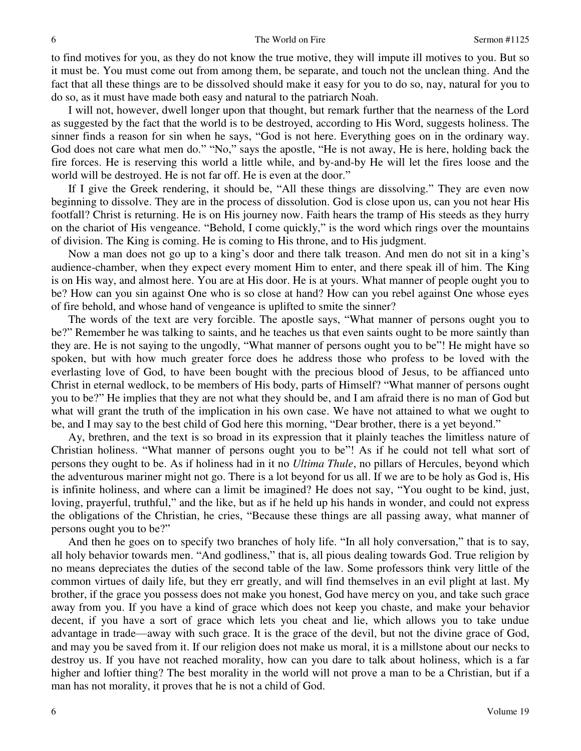to find motives for you, as they do not know the true motive, they will impute ill motives to you. But so it must be. You must come out from among them, be separate, and touch not the unclean thing. And the fact that all these things are to be dissolved should make it easy for you to do so, nay, natural for you to do so, as it must have made both easy and natural to the patriarch Noah.

I will not, however, dwell longer upon that thought, but remark further that the nearness of the Lord as suggested by the fact that the world is to be destroyed, according to His Word, suggests holiness. The sinner finds a reason for sin when he says, "God is not here. Everything goes on in the ordinary way. God does not care what men do." "No," says the apostle, "He is not away, He is here, holding back the fire forces. He is reserving this world a little while, and by-and-by He will let the fires loose and the world will be destroyed. He is not far off. He is even at the door."

If I give the Greek rendering, it should be, "All these things are dissolving." They are even now beginning to dissolve. They are in the process of dissolution. God is close upon us, can you not hear His footfall? Christ is returning. He is on His journey now. Faith hears the tramp of His steeds as they hurry on the chariot of His vengeance. "Behold, I come quickly," is the word which rings over the mountains of division. The King is coming. He is coming to His throne, and to His judgment.

Now a man does not go up to a king's door and there talk treason. And men do not sit in a king's audience-chamber, when they expect every moment Him to enter, and there speak ill of him. The King is on His way, and almost here. You are at His door. He is at yours. What manner of people ought you to be? How can you sin against One who is so close at hand? How can you rebel against One whose eyes of fire behold, and whose hand of vengeance is uplifted to smite the sinner?

The words of the text are very forcible. The apostle says, "What manner of persons ought you to be?" Remember he was talking to saints, and he teaches us that even saints ought to be more saintly than they are. He is not saying to the ungodly, "What manner of persons ought you to be"! He might have so spoken, but with how much greater force does he address those who profess to be loved with the everlasting love of God, to have been bought with the precious blood of Jesus, to be affianced unto Christ in eternal wedlock, to be members of His body, parts of Himself? "What manner of persons ought you to be?" He implies that they are not what they should be, and I am afraid there is no man of God but what will grant the truth of the implication in his own case. We have not attained to what we ought to be, and I may say to the best child of God here this morning, "Dear brother, there is a yet beyond."

Ay, brethren, and the text is so broad in its expression that it plainly teaches the limitless nature of Christian holiness. "What manner of persons ought you to be"! As if he could not tell what sort of persons they ought to be. As if holiness had in it no *Ultima Thule*, no pillars of Hercules, beyond which the adventurous mariner might not go. There is a lot beyond for us all. If we are to be holy as God is, His is infinite holiness, and where can a limit be imagined? He does not say, "You ought to be kind, just, loving, prayerful, truthful," and the like, but as if he held up his hands in wonder, and could not express the obligations of the Christian, he cries, "Because these things are all passing away, what manner of persons ought you to be?"

And then he goes on to specify two branches of holy life. "In all holy conversation," that is to say, all holy behavior towards men. "And godliness," that is, all pious dealing towards God. True religion by no means depreciates the duties of the second table of the law. Some professors think very little of the common virtues of daily life, but they err greatly, and will find themselves in an evil plight at last. My brother, if the grace you possess does not make you honest, God have mercy on you, and take such grace away from you. If you have a kind of grace which does not keep you chaste, and make your behavior decent, if you have a sort of grace which lets you cheat and lie, which allows you to take undue advantage in trade—away with such grace. It is the grace of the devil, but not the divine grace of God, and may you be saved from it. If our religion does not make us moral, it is a millstone about our necks to destroy us. If you have not reached morality, how can you dare to talk about holiness, which is a far higher and loftier thing? The best morality in the world will not prove a man to be a Christian, but if a man has not morality, it proves that he is not a child of God.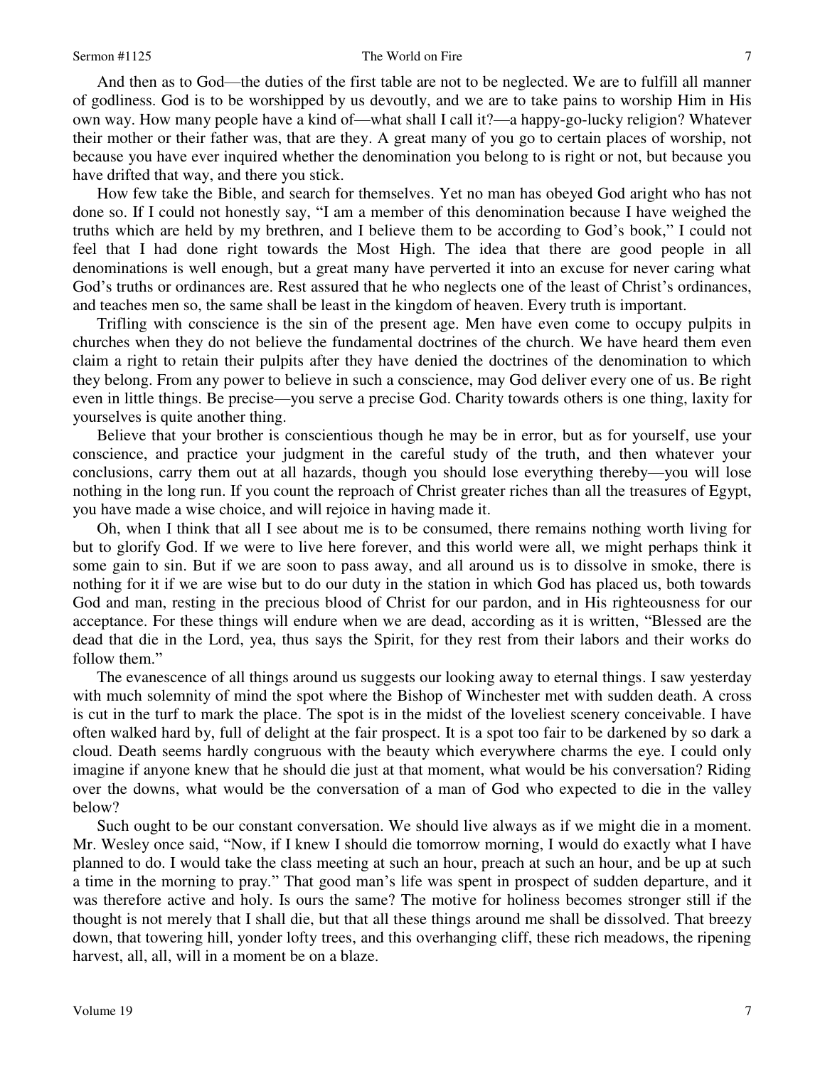And then as to God—the duties of the first table are not to be neglected. We are to fulfill all manner of godliness. God is to be worshipped by us devoutly, and we are to take pains to worship Him in His own way. How many people have a kind of—what shall I call it?—a happy-go-lucky religion? Whatever their mother or their father was, that are they. A great many of you go to certain places of worship, not because you have ever inquired whether the denomination you belong to is right or not, but because you have drifted that way, and there you stick.

How few take the Bible, and search for themselves. Yet no man has obeyed God aright who has not done so. If I could not honestly say, "I am a member of this denomination because I have weighed the truths which are held by my brethren, and I believe them to be according to God's book," I could not feel that I had done right towards the Most High. The idea that there are good people in all denominations is well enough, but a great many have perverted it into an excuse for never caring what God's truths or ordinances are. Rest assured that he who neglects one of the least of Christ's ordinances, and teaches men so, the same shall be least in the kingdom of heaven. Every truth is important.

Trifling with conscience is the sin of the present age. Men have even come to occupy pulpits in churches when they do not believe the fundamental doctrines of the church. We have heard them even claim a right to retain their pulpits after they have denied the doctrines of the denomination to which they belong. From any power to believe in such a conscience, may God deliver every one of us. Be right even in little things. Be precise—you serve a precise God. Charity towards others is one thing, laxity for yourselves is quite another thing.

Believe that your brother is conscientious though he may be in error, but as for yourself, use your conscience, and practice your judgment in the careful study of the truth, and then whatever your conclusions, carry them out at all hazards, though you should lose everything thereby—you will lose nothing in the long run. If you count the reproach of Christ greater riches than all the treasures of Egypt, you have made a wise choice, and will rejoice in having made it.

Oh, when I think that all I see about me is to be consumed, there remains nothing worth living for but to glorify God. If we were to live here forever, and this world were all, we might perhaps think it some gain to sin. But if we are soon to pass away, and all around us is to dissolve in smoke, there is nothing for it if we are wise but to do our duty in the station in which God has placed us, both towards God and man, resting in the precious blood of Christ for our pardon, and in His righteousness for our acceptance. For these things will endure when we are dead, according as it is written, "Blessed are the dead that die in the Lord, yea, thus says the Spirit, for they rest from their labors and their works do follow them."

The evanescence of all things around us suggests our looking away to eternal things. I saw yesterday with much solemnity of mind the spot where the Bishop of Winchester met with sudden death. A cross is cut in the turf to mark the place. The spot is in the midst of the loveliest scenery conceivable. I have often walked hard by, full of delight at the fair prospect. It is a spot too fair to be darkened by so dark a cloud. Death seems hardly congruous with the beauty which everywhere charms the eye. I could only imagine if anyone knew that he should die just at that moment, what would be his conversation? Riding over the downs, what would be the conversation of a man of God who expected to die in the valley below?

Such ought to be our constant conversation. We should live always as if we might die in a moment. Mr. Wesley once said, "Now, if I knew I should die tomorrow morning, I would do exactly what I have planned to do. I would take the class meeting at such an hour, preach at such an hour, and be up at such a time in the morning to pray." That good man's life was spent in prospect of sudden departure, and it was therefore active and holy. Is ours the same? The motive for holiness becomes stronger still if the thought is not merely that I shall die, but that all these things around me shall be dissolved. That breezy down, that towering hill, yonder lofty trees, and this overhanging cliff, these rich meadows, the ripening harvest, all, all, will in a moment be on a blaze.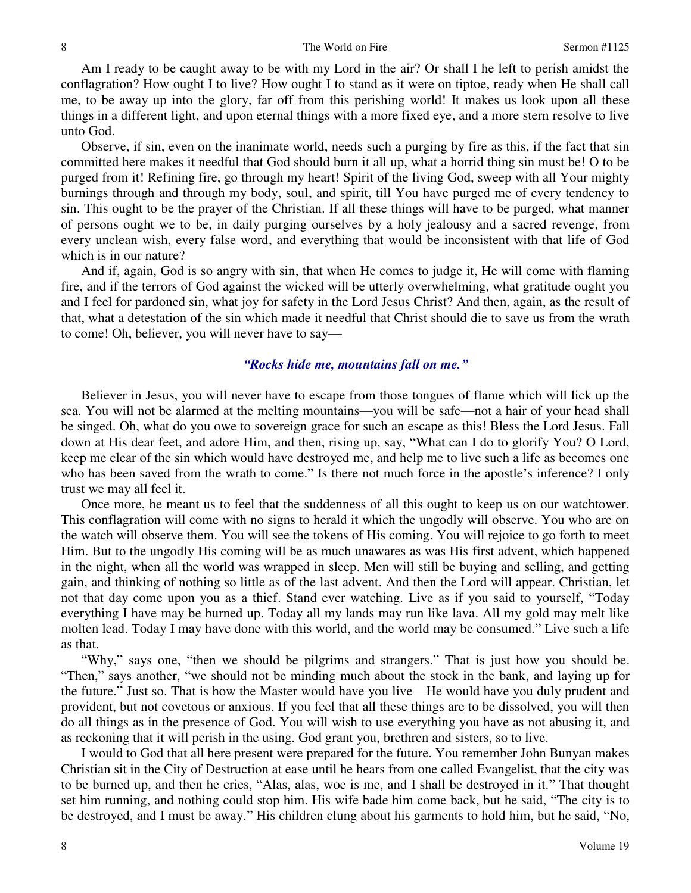Am I ready to be caught away to be with my Lord in the air? Or shall I he left to perish amidst the conflagration? How ought I to live? How ought I to stand as it were on tiptoe, ready when He shall call me, to be away up into the glory, far off from this perishing world! It makes us look upon all these things in a different light, and upon eternal things with a more fixed eye, and a more stern resolve to live unto God.

Observe, if sin, even on the inanimate world, needs such a purging by fire as this, if the fact that sin committed here makes it needful that God should burn it all up, what a horrid thing sin must be! O to be purged from it! Refining fire, go through my heart! Spirit of the living God, sweep with all Your mighty burnings through and through my body, soul, and spirit, till You have purged me of every tendency to sin. This ought to be the prayer of the Christian. If all these things will have to be purged, what manner of persons ought we to be, in daily purging ourselves by a holy jealousy and a sacred revenge, from every unclean wish, every false word, and everything that would be inconsistent with that life of God which is in our nature?

And if, again, God is so angry with sin, that when He comes to judge it, He will come with flaming fire, and if the terrors of God against the wicked will be utterly overwhelming, what gratitude ought you and I feel for pardoned sin, what joy for safety in the Lord Jesus Christ? And then, again, as the result of that, what a detestation of the sin which made it needful that Christ should die to save us from the wrath to come! Oh, believer, you will never have to say—

***"Rocks hide me, mountains fall on me."***

Believer in Jesus, you will never have to escape from those tongues of flame which will lick up the sea. You will not be alarmed at the melting mountains—you will be safe—not a hair of your head shall be singed. Oh, what do you owe to sovereign grace for such an escape as this! Bless the Lord Jesus. Fall down at His dear feet, and adore Him, and then, rising up, say, "What can I do to glorify You? O Lord, keep me clear of the sin which would have destroyed me, and help me to live such a life as becomes one who has been saved from the wrath to come." Is there not much force in the apostle's inference? I only trust we may all feel it.

Once more, he meant us to feel that the suddenness of all this ought to keep us on our watchtower. This conflagration will come with no signs to herald it which the ungodly will observe. You who are on the watch will observe them. You will see the tokens of His coming. You will rejoice to go forth to meet Him. But to the ungodly His coming will be as much unawares as was His first advent, which happened in the night, when all the world was wrapped in sleep. Men will still be buying and selling, and getting gain, and thinking of nothing so little as of the last advent. And then the Lord will appear. Christian, let not that day come upon you as a thief. Stand ever watching. Live as if you said to yourself, "Today everything I have may be burned up. Today all my lands may run like lava. All my gold may melt like molten lead. Today I may have done with this world, and the world may be consumed." Live such a life as that.

"Why," says one, "then we should be pilgrims and strangers." That is just how you should be. "Then," says another, "we should not be minding much about the stock in the bank, and laying up for the future." Just so. That is how the Master would have you live—He would have you duly prudent and provident, but not covetous or anxious. If you feel that all these things are to be dissolved, you will then do all things as in the presence of God. You will wish to use everything you have as not abusing it, and as reckoning that it will perish in the using. God grant you, brethren and sisters, so to live.

I would to God that all here present were prepared for the future. You remember John Bunyan makes Christian sit in the City of Destruction at ease until he hears from one called Evangelist, that the city was to be burned up, and then he cries, "Alas, alas, woe is me, and I shall be destroyed in it." That thought set him running, and nothing could stop him. His wife bade him come back, but he said, "The city is to be destroyed, and I must be away." His children clung about his garments to hold him, but he said, "No,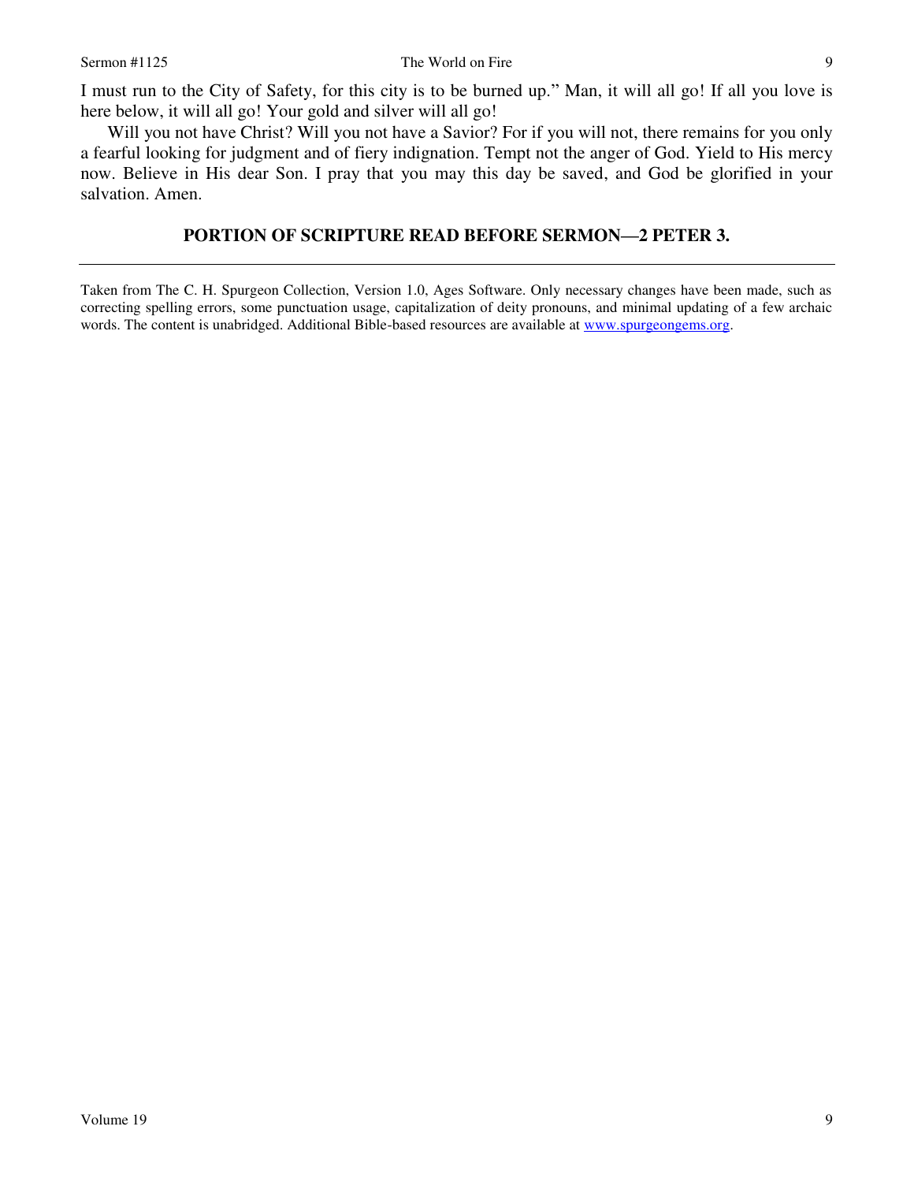I must run to the City of Safety, for this city is to be burned up." Man, it will all go! If all you love is here below, it will all go! Your gold and silver will all go!

Will you not have Christ? Will you not have a Savior? For if you will not, there remains for you only a fearful looking for judgment and of fiery indignation. Tempt not the anger of God. Yield to His mercy now. Believe in His dear Son. I pray that you may this day be saved, and God be glorified in your salvation. Amen.

## PORTION OF SCRIPTURE READ BEFORE SERMON—2 PETER 3.

---

Taken from The C. H. Spurgeon Collection, Version 1.0, Ages Software. Only necessary changes have been made, such as correcting spelling errors, some punctuation usage, capitalization of deity pronouns, and minimal updating of a few archaic words. The content is unabridged. Additional Bible-based resources are available at www.spurgeongems.org.